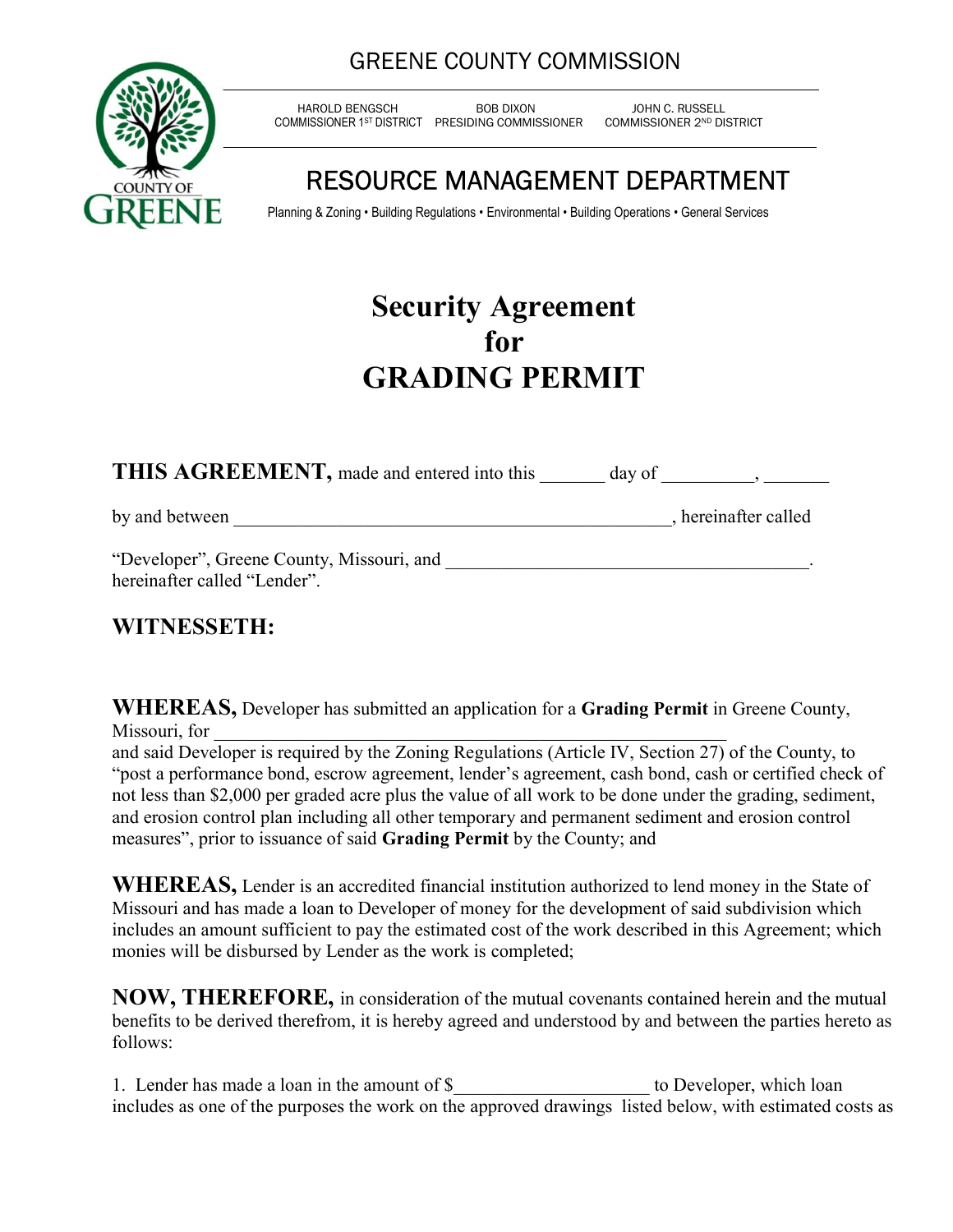# GREENE COUNTY COMMISSION

HAROLD BENGSCH
COMMISSIONER 1ST DISTRICT

BOB DIXON
PRESIDING COMMISSIONER

JOHN C. RUSSELL
COMMISSIONER 2ND DISTRICT

COUNTY OF GREENE

## RESOURCE MANAGEMENT DEPARTMENT

Planning & Zoning • Building Regulations • Environmental • Building Operations • General Services

# Security Agreement for GRADING PERMIT

**THIS AGREEMENT,** made and entered into this _______ day of __________, _______

by and between _________________________________________________, hereinafter called

"Developer", Greene County, Missouri, and ________________________________________. hereinafter called "Lender".

## WITNESSETH:

**WHEREAS,** Developer has submitted an application for a **Grading Permit** in Greene County, Missouri, for _________________________________________________________ and said Developer is required by the Zoning Regulations (Article IV, Section 27) of the County, to "post a performance bond, escrow agreement, lender's agreement, cash bond, cash or certified check of not less than $2,000 per graded acre plus the value of all work to be done under the grading, sediment, and erosion control plan including all other temporary and permanent sediment and erosion control measures", prior to issuance of said **Grading Permit** by the County; and

**WHEREAS,** Lender is an accredited financial institution authorized to lend money in the State of Missouri and has made a loan to Developer of money for the development of said subdivision which includes an amount sufficient to pay the estimated cost of the work described in this Agreement; which monies will be disbursed by Lender as the work is completed;

**NOW, THEREFORE,** in consideration of the mutual covenants contained herein and the mutual benefits to be derived therefrom, it is hereby agreed and understood by and between the parties hereto as follows:

1. Lender has made a loan in the amount of $_____________________ to Developer, which loan includes as one of the purposes the work on the approved drawings listed below, with estimated costs as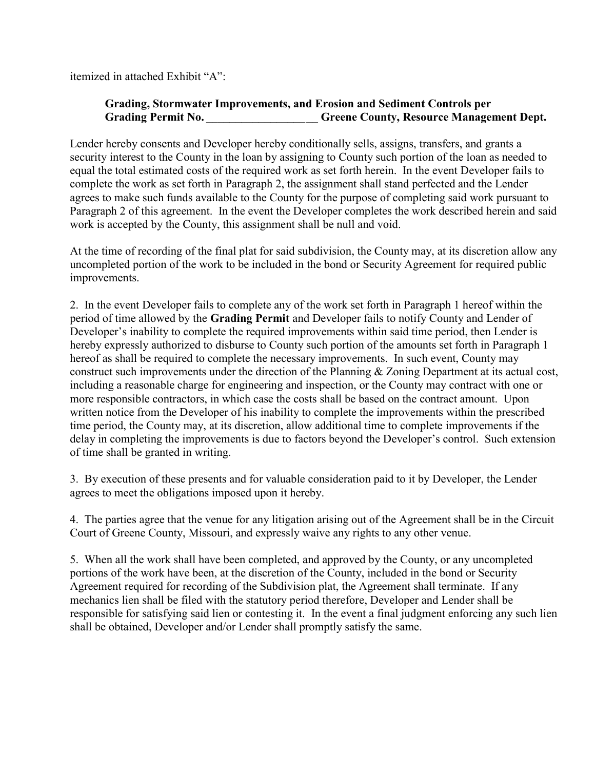itemized in attached Exhibit "A":

> **Grading, Stormwater Improvements, and Erosion and Sediment Controls per Grading Permit No. ____________________ Greene County, Resource Management Dept.**

Lender hereby consents and Developer hereby conditionally sells, assigns, transfers, and grants a security interest to the County in the loan by assigning to County such portion of the loan as needed to equal the total estimated costs of the required work as set forth herein. In the event Developer fails to complete the work as set forth in Paragraph 2, the assignment shall stand perfected and the Lender agrees to make such funds available to the County for the purpose of completing said work pursuant to Paragraph 2 of this agreement. In the event the Developer completes the work described herein and said work is accepted by the County, this assignment shall be null and void.

At the time of recording of the final plat for said subdivision, the County may, at its discretion allow any uncompleted portion of the work to be included in the bond or Security Agreement for required public improvements.

2. In the event Developer fails to complete any of the work set forth in Paragraph 1 hereof within the period of time allowed by the **Grading Permit** and Developer fails to notify County and Lender of Developer's inability to complete the required improvements within said time period, then Lender is hereby expressly authorized to disburse to County such portion of the amounts set forth in Paragraph 1 hereof as shall be required to complete the necessary improvements. In such event, County may construct such improvements under the direction of the Planning & Zoning Department at its actual cost, including a reasonable charge for engineering and inspection, or the County may contract with one or more responsible contractors, in which case the costs shall be based on the contract amount. Upon written notice from the Developer of his inability to complete the improvements within the prescribed time period, the County may, at its discretion, allow additional time to complete improvements if the delay in completing the improvements is due to factors beyond the Developer's control. Such extension of time shall be granted in writing.

3. By execution of these presents and for valuable consideration paid to it by Developer, the Lender agrees to meet the obligations imposed upon it hereby.

4. The parties agree that the venue for any litigation arising out of the Agreement shall be in the Circuit Court of Greene County, Missouri, and expressly waive any rights to any other venue.

5. When all the work shall have been completed, and approved by the County, or any uncompleted portions of the work have been, at the discretion of the County, included in the bond or Security Agreement required for recording of the Subdivision plat, the Agreement shall terminate. If any mechanics lien shall be filed with the statutory period therefore, Developer and Lender shall be responsible for satisfying said lien or contesting it. In the event a final judgment enforcing any such lien shall be obtained, Developer and/or Lender shall promptly satisfy the same.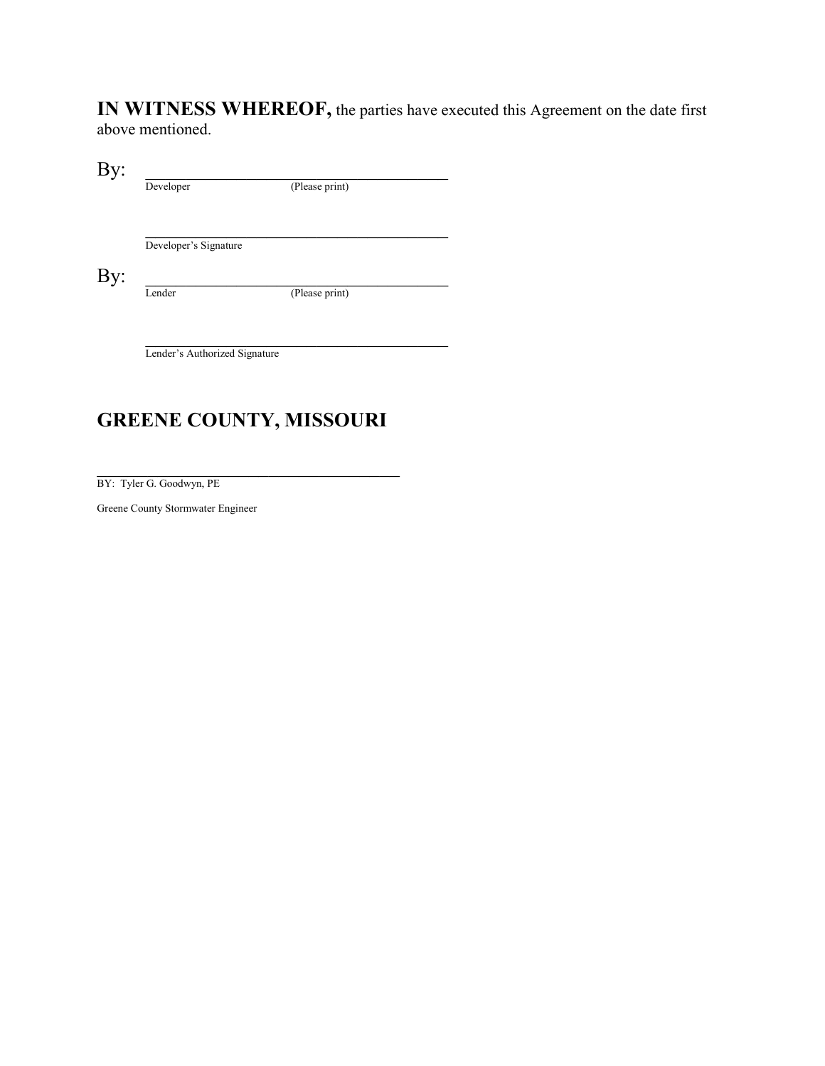**IN WITNESS WHEREOF,** the parties have executed this Agreement on the date first above mentioned.

By: \_\_\_\_\_\_\_\_\_\_\_\_\_\_\_\_\_\_\_\_\_\_\_\_\_\_\_\_\_\_\_\_\_\_\_\_\_\_\_\_\_\_
Developer (Please print)

\_\_\_\_\_\_\_\_\_\_\_\_\_\_\_\_\_\_\_\_\_\_\_\_\_\_\_\_\_\_\_\_\_\_\_\_\_\_\_\_\_\_
Developer's Signature

By: \_\_\_\_\_\_\_\_\_\_\_\_\_\_\_\_\_\_\_\_\_\_\_\_\_\_\_\_\_\_\_\_\_\_\_\_\_\_\_\_\_\_
Lender (Please print)

\_\_\_\_\_\_\_\_\_\_\_\_\_\_\_\_\_\_\_\_\_\_\_\_\_\_\_\_\_\_\_\_\_\_\_\_\_\_\_\_\_\_
Lender's Authorized Signature

## GREENE COUNTY, MISSOURI

\_\_\_\_\_\_\_\_\_\_\_\_\_\_\_\_\_\_\_\_\_\_\_\_\_\_\_\_\_\_\_\_\_\_\_\_\_\_\_\_\_\_
BY: Tyler G. Goodwyn, PE

Greene County Stormwater Engineer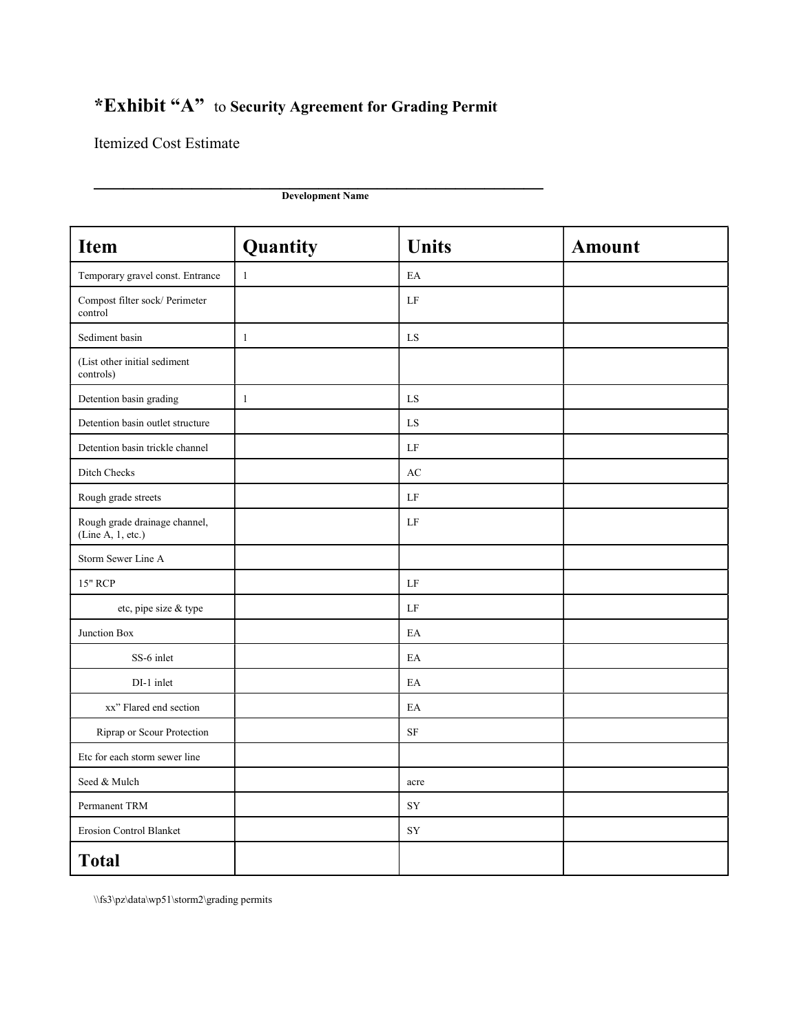# *Exhibit "A" to Security Agreement for Grading Permit

Itemized Cost Estimate

\_\_\_\_\_\_\_\_\_\_\_\_\_\_\_\_\_\_\_\_\_\_\_\_\_\_\_\_\_\_\_\_\_\_\_\_\_\_\_\_\_\_\_\_\_\_\_\_\_\_\_\_\_\_\_\_\_\_\_\_

**Development Name**

| Item | Quantity | Units | Amount |
|---|---|---|---|
| Temporary gravel const. Entrance | 1 | EA | |
| Compost filter sock/ Perimeter control | | LF | |
| Sediment basin | 1 | LS | |
| (List other initial sediment controls) | | | |
| Detention basin grading | 1 | LS | |
| Detention basin outlet structure | | LS | |
| Detention basin trickle channel | | LF | |
| Ditch Checks | | AC | |
| Rough grade streets | | LF | |
| Rough grade drainage channel, (Line A, 1, etc.) | | LF | |
| Storm Sewer Line A | | | |
| 15" RCP | | LF | |
| etc, pipe size & type | | LF | |
| Junction Box | | EA | |
| SS-6 inlet | | EA | |
| DI-1 inlet | | EA | |
| xx" Flared end section | | EA | |
| Riprap or Scour Protection | | SF | |
| Etc for each storm sewer line | | | |
| Seed & Mulch | | acre | |
| Permanent TRM | | SY | |
| Erosion Control Blanket | | SY | |
| **Total** | | | |

\\fs3\pz\data\wp51\storm2\grading permits